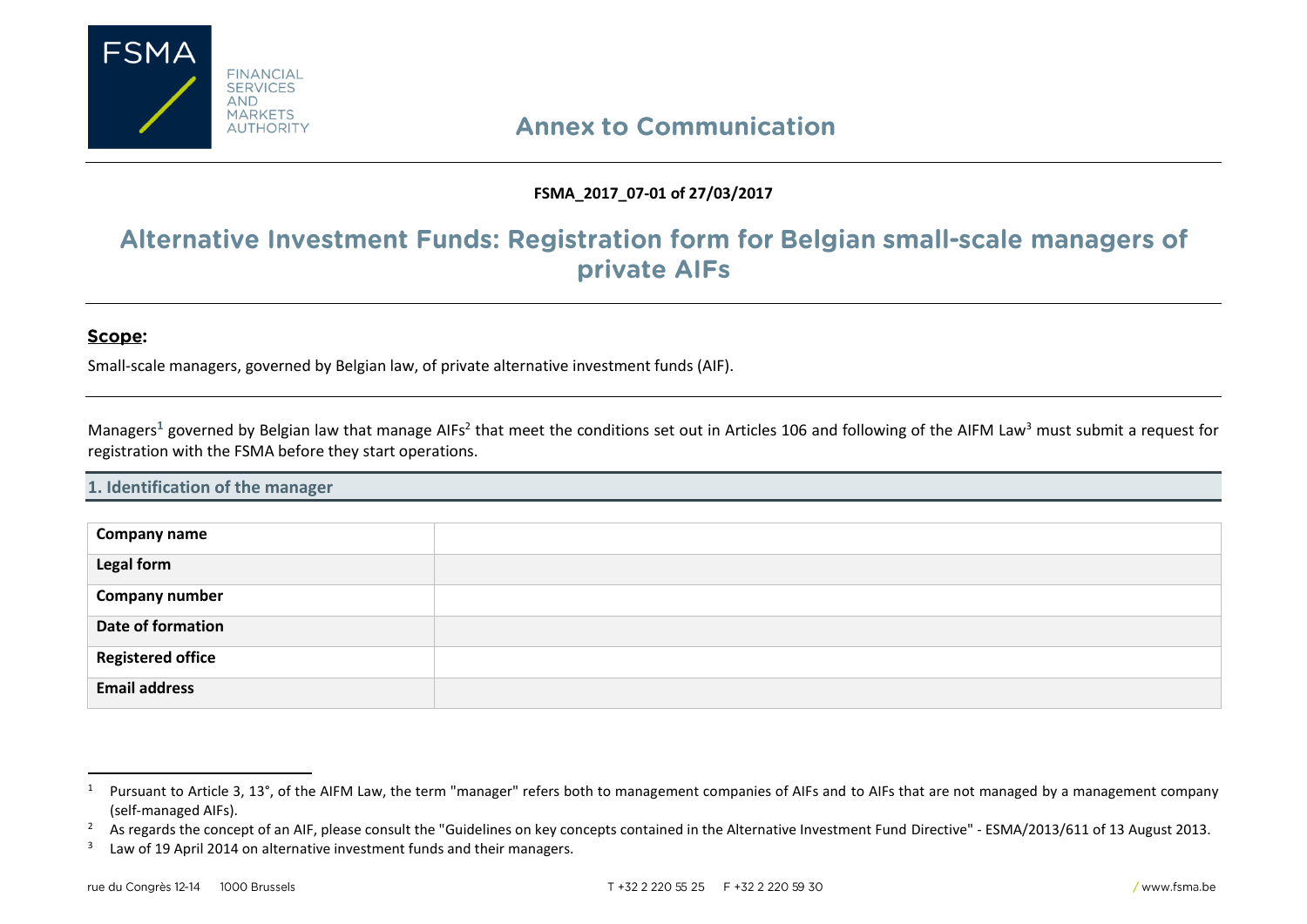Annex to Communication

**FSMA_2017_07-01 of 27/03/2017**

# Alternative Investment Funds: Registration form for Belgian small-scale managers of private AIFs

## Scope:

Small-scale managers, governed by Belgian law, of private alternative investment funds (AIF).

Managers[1] governed by Belgian law that manage AIFs[2] that meet the conditions set out in Articles 106 and following of the AIFM Law[3] must submit a request for registration with the FSMA before they start operations.

## 1. Identification of the manager

| | |
|---|---|
| **Company name** | |
| **Legal form** | |
| **Company number** | |
| **Date of formation** | |
| **Registered office** | |
| **Email address** | |

[1] Pursuant to Article 3, 13°, of the AIFM Law, the term "manager" refers both to management companies of AIFs and to AIFs that are not managed by a management company (self-managed AIFs).

[2] As regards the concept of an AIF, please consult the "Guidelines on key concepts contained in the Alternative Investment Fund Directive" - ESMA/2013/611 of 13 August 2013.

[3] Law of 19 April 2014 on alternative investment funds and their managers.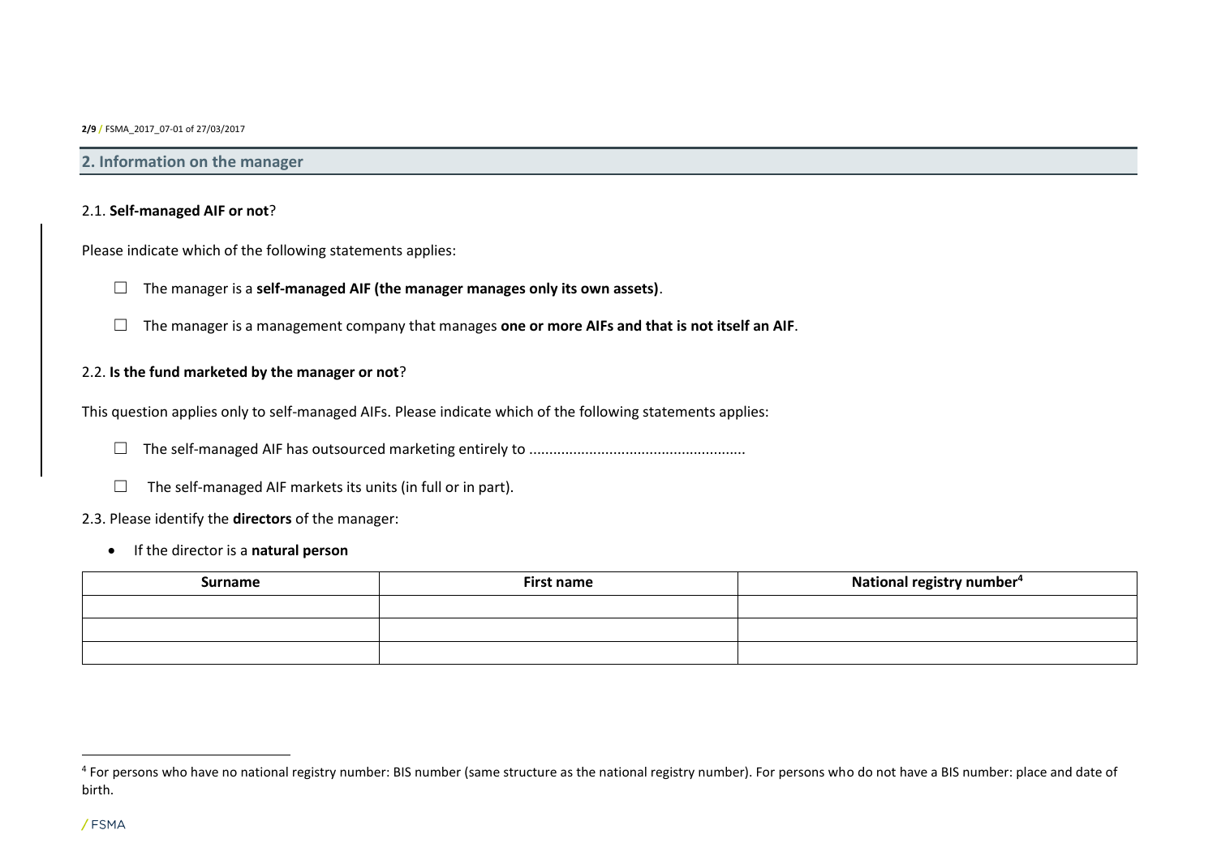## 2. Information on the manager

### 2.1. **Self-managed AIF or not**?

Please indicate which of the following statements applies:

- ☐ The manager is a **self-managed AIF (the manager manages only its own assets)**.
- ☐ The manager is a management company that manages **one or more AIFs and that is not itself an AIF**.

### 2.2. **Is the fund marketed by the manager or not**?

This question applies only to self-managed AIFs. Please indicate which of the following statements applies:

- ☐ The self-managed AIF has outsourced marketing entirely to .....................................................
- ☐ The self-managed AIF markets its units (in full or in part).

### 2.3. Please identify the **directors** of the manager:

- If the director is a **natural person**

| Surname | First name | National registry number[4] |
|---|---|---|
| | | |
| | | |
| | | |

[4] For persons who have no national registry number: BIS number (same structure as the national registry number). For persons who do not have a BIS number: place and date of birth.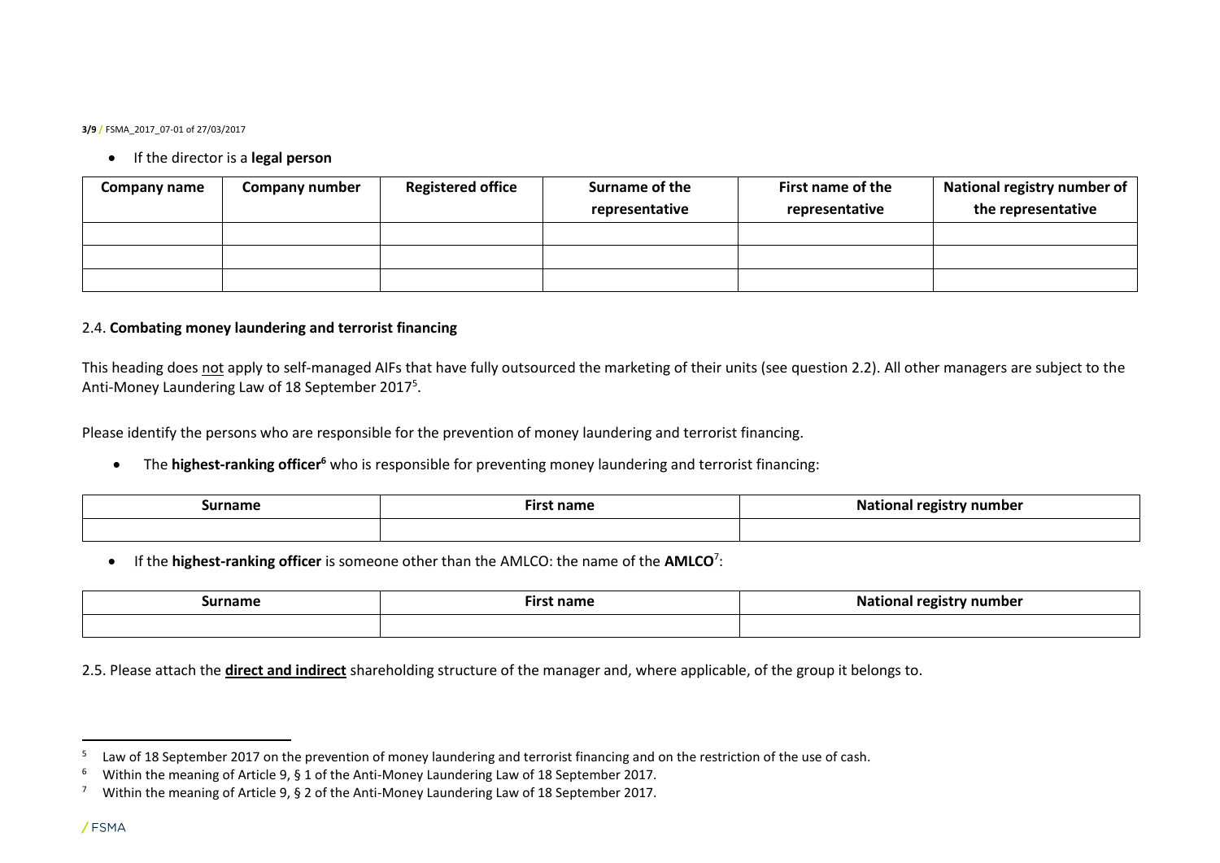- If the director is a **legal person**

| Company name | Company number | Registered office | Surname of the representative | First name of the representative | National registry number of the representative |
|---|---|---|---|---|---|
| | | | | | |
| | | | | | |
| | | | | | |

2.4. **Combating money laundering and terrorist financing**

This heading does not apply to self-managed AIFs that have fully outsourced the marketing of their units (see question 2.2). All other managers are subject to the Anti-Money Laundering Law of 18 September 2017[5].

Please identify the persons who are responsible for the prevention of money laundering and terrorist financing.

- The **highest-ranking officer**[6] who is responsible for preventing money laundering and terrorist financing:

| Surname | First name | National registry number |
|---|---|---|
| | | |

- If the **highest-ranking officer** is someone other than the AMLCO: the name of the **AMLCO**[7]:

| Surname | First name | National registry number |
|---|---|---|
| | | |

2.5. Please attach the **direct and indirect** shareholding structure of the manager and, where applicable, of the group it belongs to.

---

[5] Law of 18 September 2017 on the prevention of money laundering and terrorist financing and on the restriction of the use of cash.

[6] Within the meaning of Article 9, § 1 of the Anti-Money Laundering Law of 18 September 2017.

[7] Within the meaning of Article 9, § 2 of the Anti-Money Laundering Law of 18 September 2017.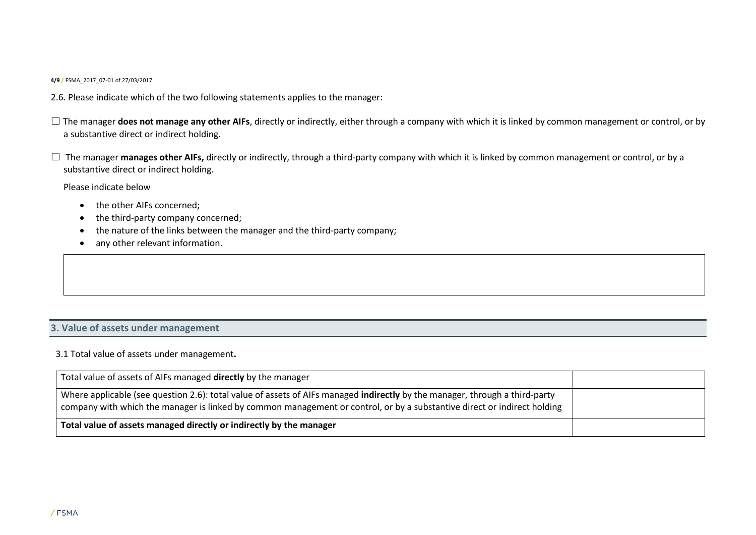2.6. Please indicate which of the two following statements applies to the manager:

☐ The manager **does not manage any other AIFs**, directly or indirectly, either through a company with which it is linked by common management or control, or by a substantive direct or indirect holding.

☐ The manager **manages other AIFs,** directly or indirectly, through a third-party company with which it is linked by common management or control, or by a substantive direct or indirect holding.

Please indicate below

- the other AIFs concerned;
- the third-party company concerned;
- the nature of the links between the manager and the third-party company;
- any other relevant information.

| |
|---|
| |

## 3. Value of assets under management

3.1 Total value of assets under management**.**

| | |
|---|---|
| Total value of assets of AIFs managed **directly** by the manager | |
| Where applicable (see question 2.6): total value of assets of AIFs managed **indirectly** by the manager, through a third-party company with which the manager is linked by common management or control, or by a substantive direct or indirect holding | |
| **Total value of assets managed directly or indirectly by the manager** | |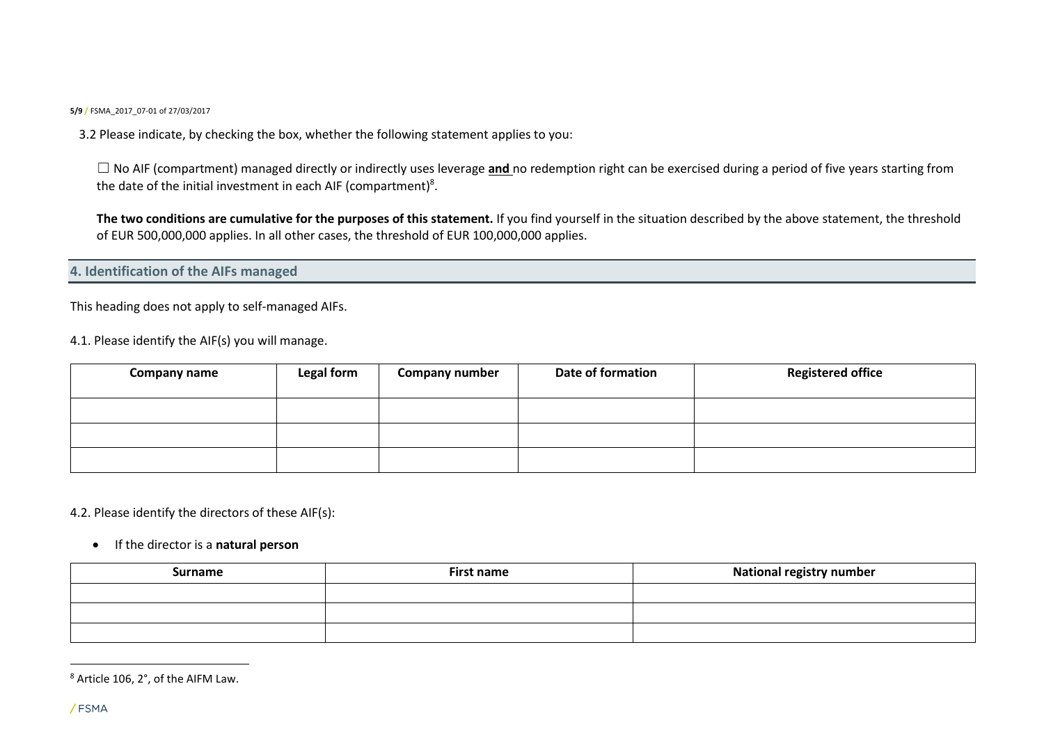3.2 Please indicate, by checking the box, whether the following statement applies to you:

☐ No AIF (compartment) managed directly or indirectly uses leverage **and** no redemption right can be exercised during a period of five years starting from the date of the initial investment in each AIF (compartment)[8].

**The two conditions are cumulative for the purposes of this statement.** If you find yourself in the situation described by the above statement, the threshold of EUR 500,000,000 applies. In all other cases, the threshold of EUR 100,000,000 applies.

## 4. Identification of the AIFs managed

This heading does not apply to self-managed AIFs.

4.1. Please identify the AIF(s) you will manage.

| Company name | Legal form | Company number | Date of formation | Registered office |
|---|---|---|---|---|
| | | | | |
| | | | | |
| | | | | |

4.2. Please identify the directors of these AIF(s):

- If the director is a **natural person**

| Surname | First name | National registry number |
|---|---|---|
| | | |
| | | |
| | | |

[8] Article 106, 2°, of the AIFM Law.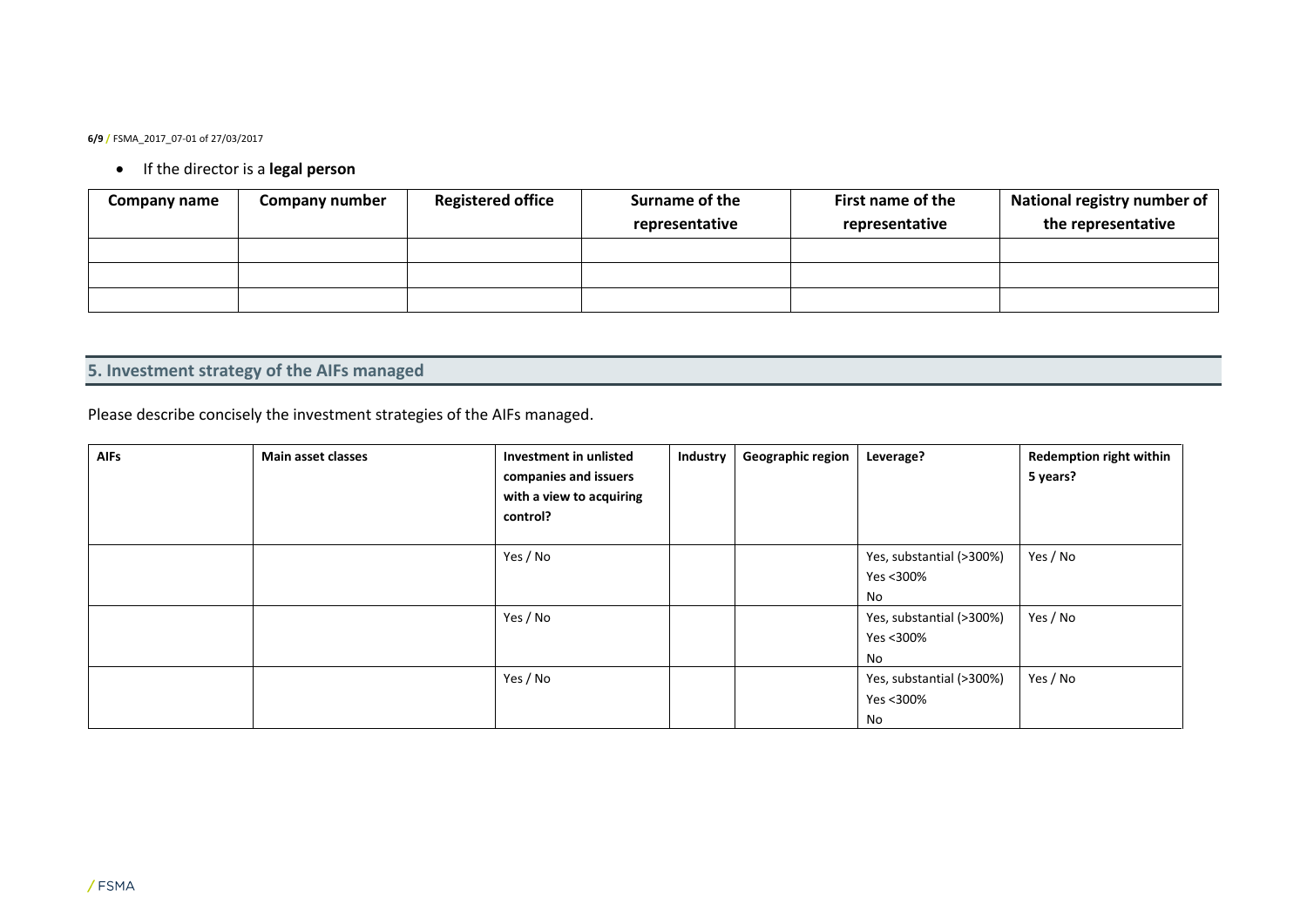- If the director is a **legal person**

| Company name | Company number | Registered office | Surname of the representative | First name of the representative | National registry number of the representative |
|---|---|---|---|---|---|
| | | | | | |
| | | | | | |
| | | | | | |

## 5. Investment strategy of the AIFs managed

Please describe concisely the investment strategies of the AIFs managed.

| AIFs | Main asset classes | Investment in unlisted companies and issuers with a view to acquiring control? | Industry | Geographic region | Leverage? | Redemption right within 5 years? |
|---|---|---|---|---|---|---|
| | | Yes / No | | | Yes, substantial (>300%)<br>Yes <300%<br>No | Yes / No |
| | | Yes / No | | | Yes, substantial (>300%)<br>Yes <300%<br>No | Yes / No |
| | | Yes / No | | | Yes, substantial (>300%)<br>Yes <300%<br>No | Yes / No |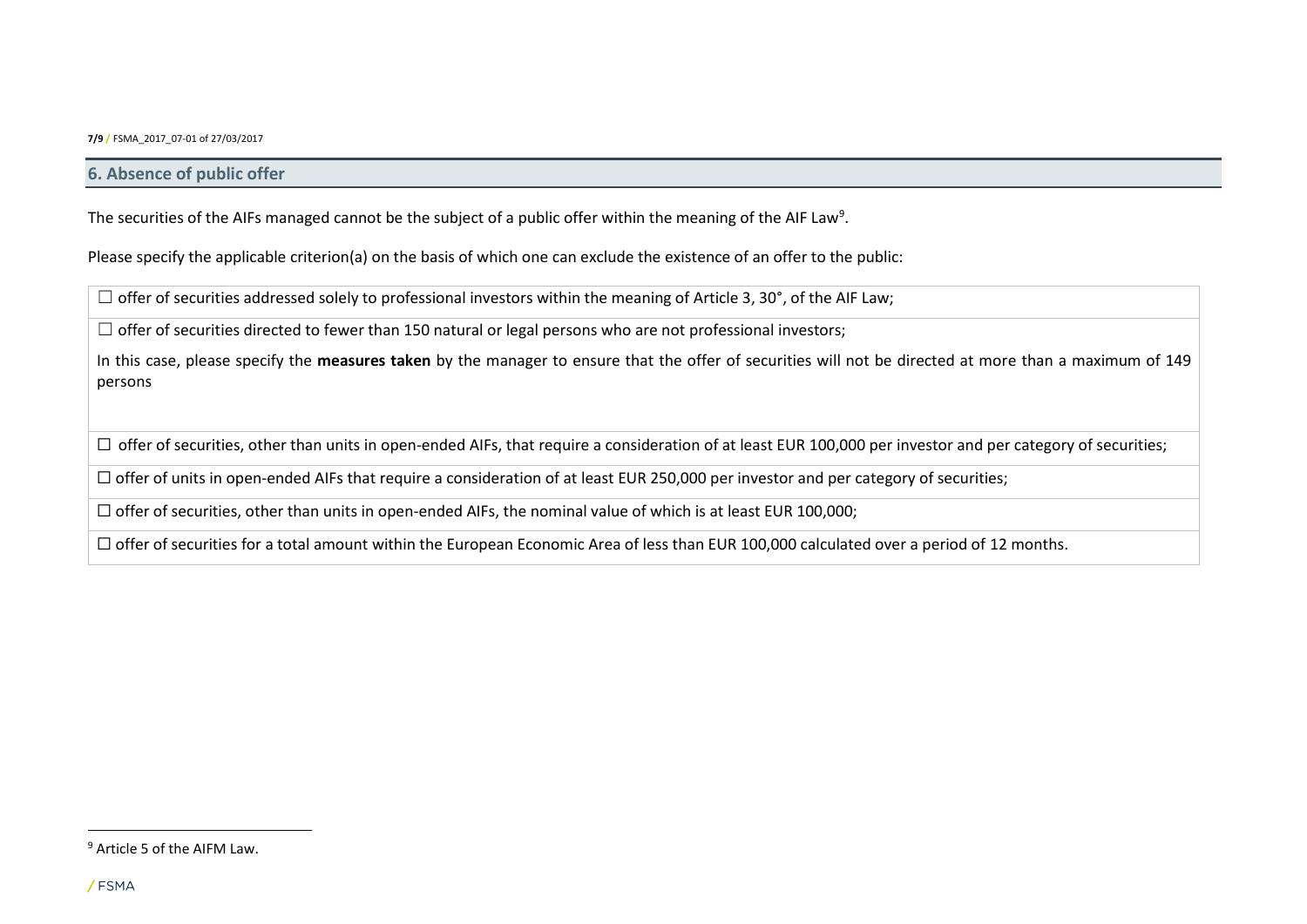## 6. Absence of public offer

The securities of the AIFs managed cannot be the subject of a public offer within the meaning of the AIF Law[9].

Please specify the applicable criterion(a) on the basis of which one can exclude the existence of an offer to the public:

| ☐ offer of securities addressed solely to professional investors within the meaning of Article 3, 30°, of the AIF Law; |
|---|
| ☐ offer of securities directed to fewer than 150 natural or legal persons who are not professional investors;<br><br>In this case, please specify the **measures taken** by the manager to ensure that the offer of securities will not be directed at more than a maximum of 149 persons |
| ☐ offer of securities, other than units in open-ended AIFs, that require a consideration of at least EUR 100,000 per investor and per category of securities; |
| ☐ offer of units in open-ended AIFs that require a consideration of at least EUR 250,000 per investor and per category of securities; |
| ☐ offer of securities, other than units in open-ended AIFs, the nominal value of which is at least EUR 100,000; |
| ☐ offer of securities for a total amount within the European Economic Area of less than EUR 100,000 calculated over a period of 12 months. |

[9] Article 5 of the AIFM Law.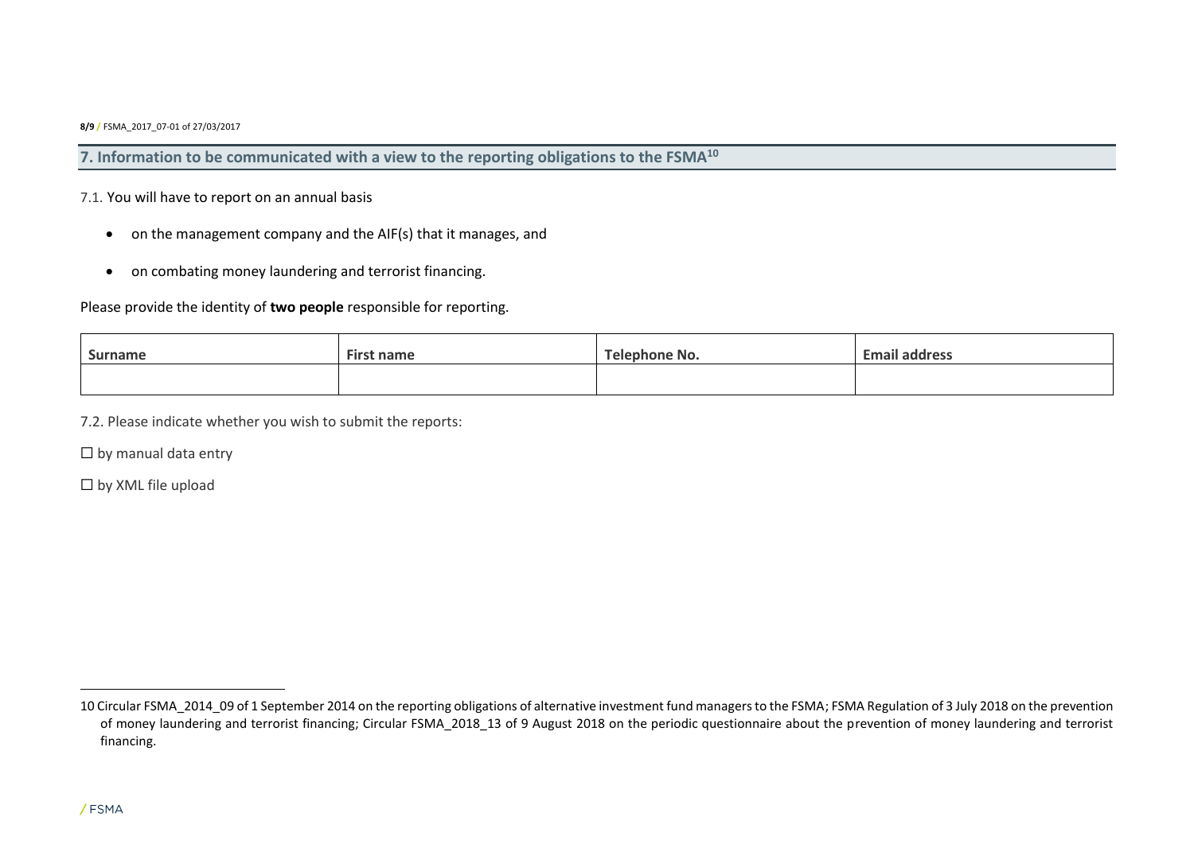## 7. Information to be communicated with a view to the reporting obligations to the FSMA[10]

7.1. You will have to report on an annual basis

- on the management company and the AIF(s) that it manages, and
- on combating money laundering and terrorist financing.

Please provide the identity of **two people** responsible for reporting.

| Surname | First name | Telephone No. | Email address |
|---|---|---|---|
| | | | |

7.2. Please indicate whether you wish to submit the reports:

☐ by manual data entry

☐ by XML file upload

---

10 Circular FSMA_2014_09 of 1 September 2014 on the reporting obligations of alternative investment fund managers to the FSMA; FSMA Regulation of 3 July 2018 on the prevention of money laundering and terrorist financing; Circular FSMA_2018_13 of 9 August 2018 on the periodic questionnaire about the prevention of money laundering and terrorist financing.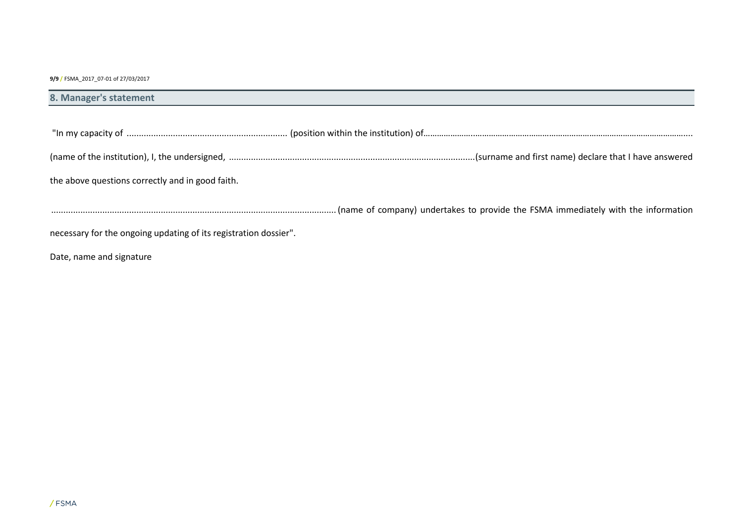## 8. Manager's statement

"In my capacity of .................................................................. (position within the institution) of……………….................................................................................................................

(name of the institution), I, the undersigned, .....................................................................................................(surname and first name) declare that I have answered the above questions correctly and in good faith.

..................................................................................................................... (name of company) undertakes to provide the FSMA immediately with the information necessary for the ongoing updating of its registration dossier".

Date, name and signature